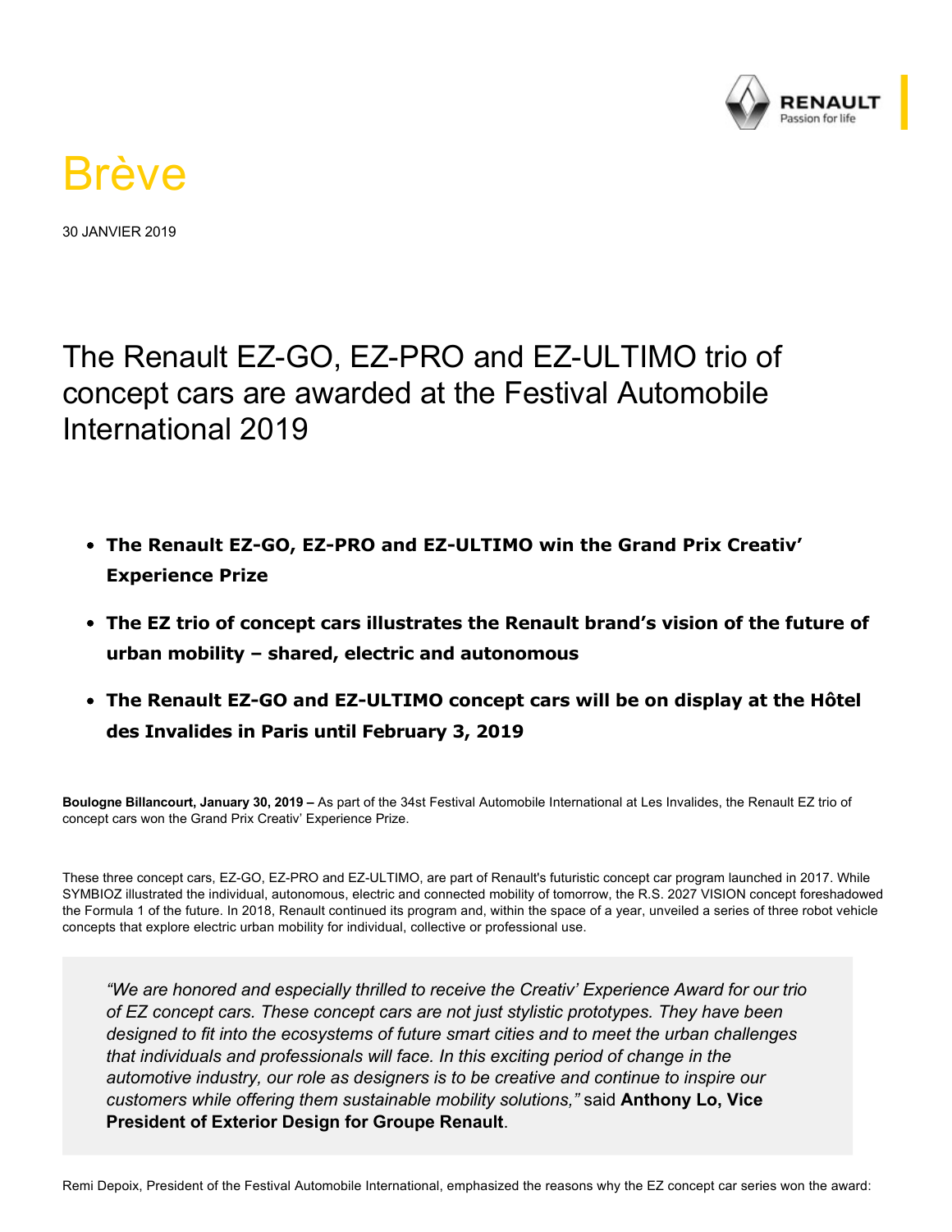# Brève

30 JANVIER 2019

## The Renault EZ-GO, EZ-PRO and EZ-ULTIMO trio of concept cars are awarded at the Festival Automobile International 2019

- **The Renault EZ-GO, EZ-PRO and EZ-ULTIMO win the Grand Prix Creativ' Experience Prize**
- **The EZ trio of concept cars illustrates the Renault brand's vision of the future of urban mobility – shared, electric and autonomous**
- **The Renault EZ-GO and EZ-ULTIMO concept cars will be on display at the Hôtel des Invalides in Paris until February 3, 2019**

**Boulogne Billancourt, January 30, 2019 –** As part of the 34st Festival Automobile International at Les Invalides, the Renault EZ trio of concept cars won the Grand Prix Creativ' Experience Prize.

These three concept cars, EZ-GO, EZ-PRO and EZ-ULTIMO, are part of Renault's futuristic concept car program launched in 2017. While SYMBIOZ illustrated the individual, autonomous, electric and connected mobility of tomorrow, the R.S. 2027 VISION concept foreshadowed the Formula 1 of the future. In 2018, Renault continued its program and, within the space of a year, unveiled a series of three robot vehicle concepts that explore electric urban mobility for individual, collective or professional use.

> *"We are honored and especially thrilled to receive the Creativ' Experience Award for our trio of EZ concept cars. These concept cars are not just stylistic prototypes. They have been designed to fit into the ecosystems of future smart cities and to meet the urban challenges that individuals and professionals will face. In this exciting period of change in the automotive industry, our role as designers is to be creative and continue to inspire our customers while offering them sustainable mobility solutions,"* said **Anthony Lo, Vice President of Exterior Design for Groupe Renault**.

Remi Depoix, President of the Festival Automobile International, emphasized the reasons why the EZ concept car series won the award: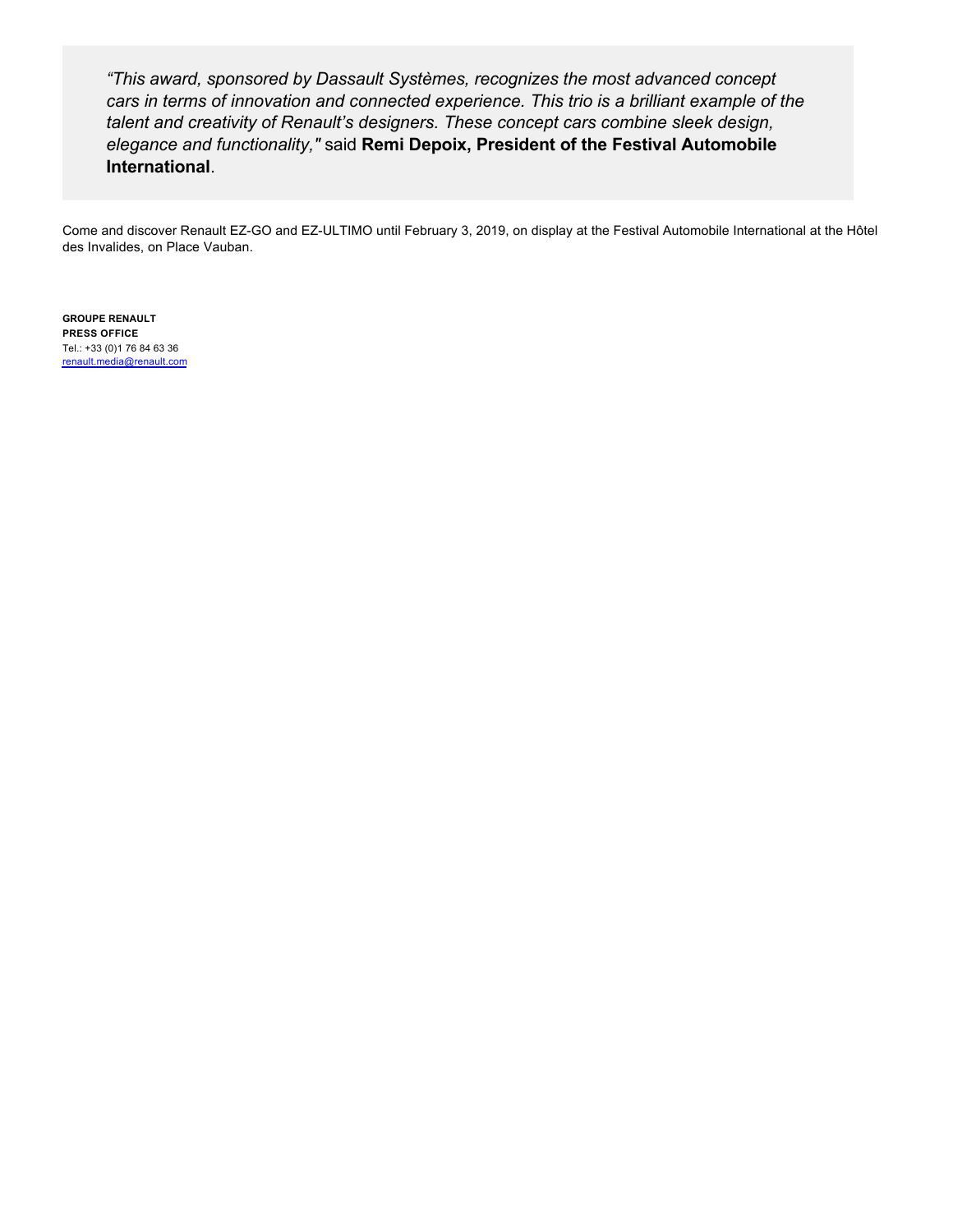> *"This award, sponsored by Dassault Systèmes, recognizes the most advanced concept cars in terms of innovation and connected experience. This trio is a brilliant example of the talent and creativity of Renault's designers. These concept cars combine sleek design, elegance and functionality,"* said **Remi Depoix, President of the Festival Automobile International**.

Come and discover Renault EZ-GO and EZ-ULTIMO until February 3, 2019, on display at the Festival Automobile International at the Hôtel des Invalides, on Place Vauban.

**GROUPE RENAULT**
**PRESS OFFICE**
Tel.: +33 (0)1 76 84 63 36
renault.media@renault.com